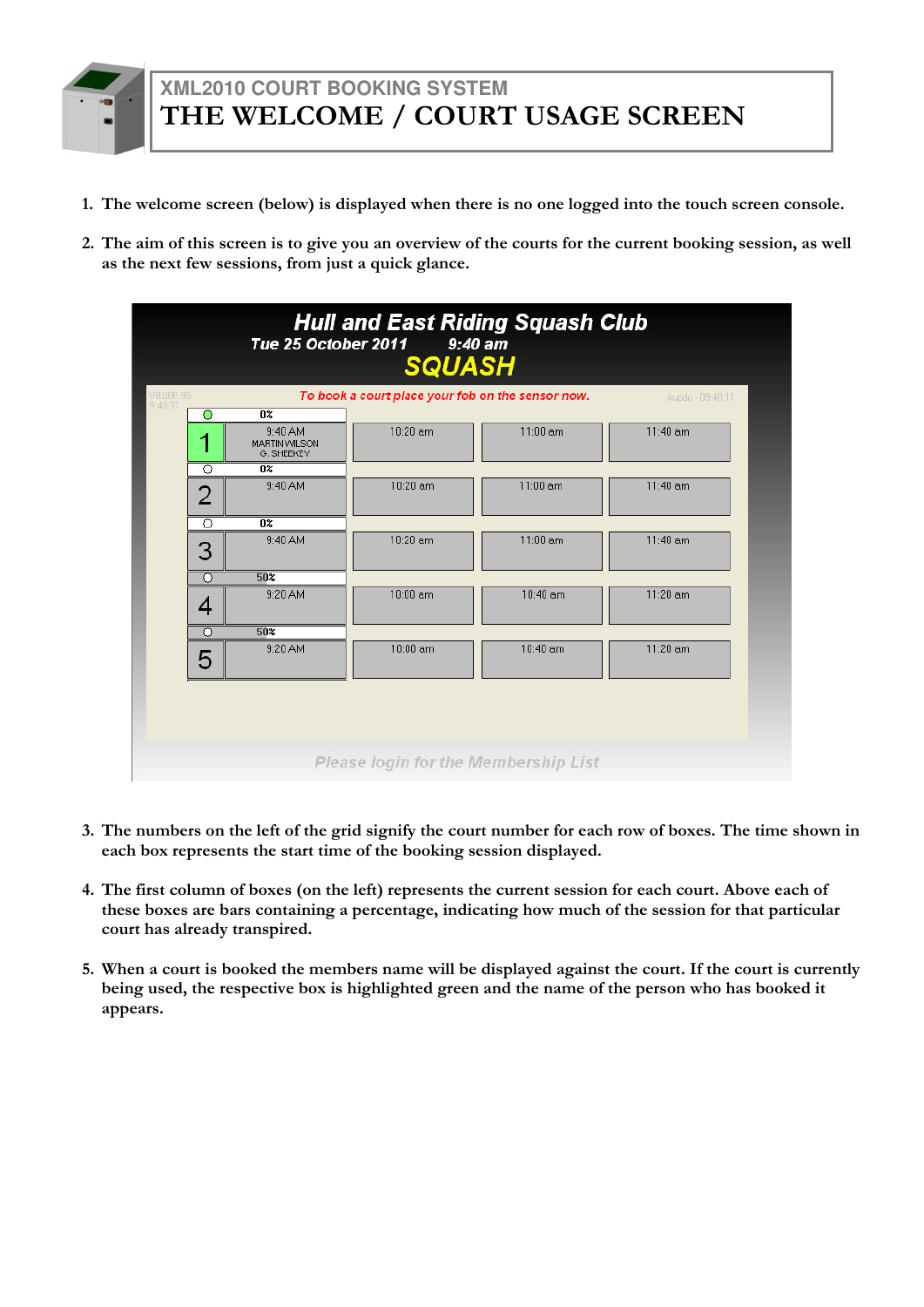# XML2010 COURT BOOKING SYSTEM

# THE WELCOME / COURT USAGE SCREEN

1. The welcome screen (below) is displayed when there is no one logged into the touch screen console.

2. The aim of this screen is to give you an overview of the courts for the current booking session, as well as the next few sessions, from just a quick glance.

3. The numbers on the left of the grid signify the court number for each row of boxes. The time shown in each box represents the start time of the booking session displayed.

4. The first column of boxes (on the left) represents the current session for each court. Above each of these boxes are bars containing a percentage, indicating how much of the session for that particular court has already transpired.

5. When a court is booked the members name will be displayed against the court. If the court is currently being used, the respective box is highlighted green and the name of the person who has booked it appears.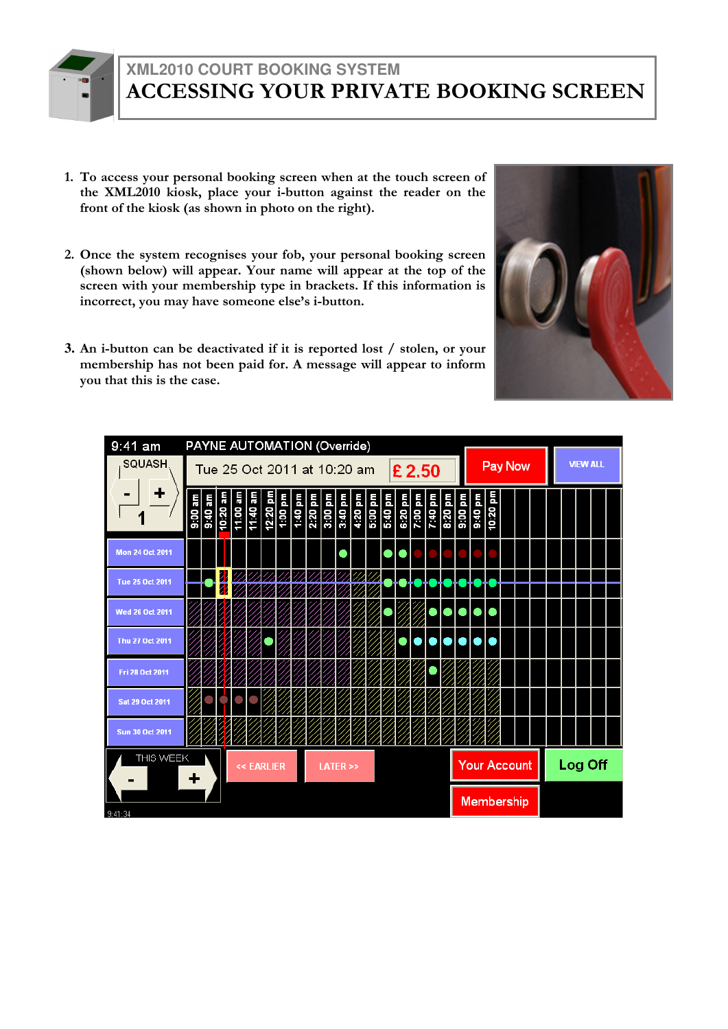# XML2010 COURT BOOKING SYSTEM

# ACCESSING YOUR PRIVATE BOOKING SCREEN

1. To access your personal booking screen when at the touch screen of the XML2010 kiosk, place your i-button against the reader on the front of the kiosk (as shown in photo on the right).

2. Once the system recognises your fob, your personal booking screen (shown below) will appear. Your name will appear at the top of the screen with your membership type in brackets. If this information is incorrect, you may have someone else's i-button.

3. An i-button can be deactivated if it is reported lost / stolen, or your membership has not been paid for. A message will appear to inform you that this is the case.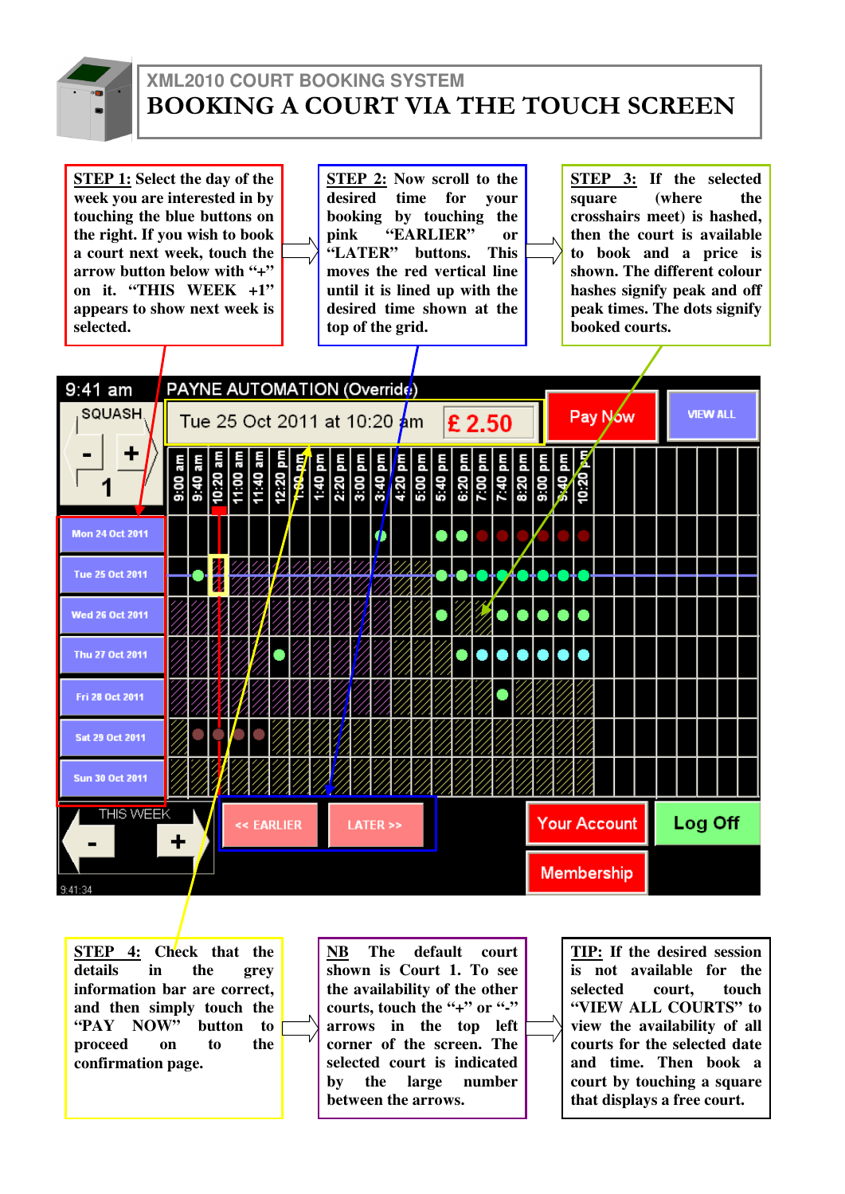XML2010 COURT BOOKING SYSTEM

# BOOKING A COURT VIA THE TOUCH SCREEN

**STEP 1:** Select the day of the week you are interested in by touching the blue buttons on the right. If you wish to book a court next week, touch the arrow button below with "+" on it. "THIS WEEK +1" appears to show next week is selected.

**STEP 2:** Now scroll to the desired time for your booking by touching the pink "EARLIER" or "LATER" buttons. This moves the red vertical line until it is lined up with the desired time shown at the top of the grid.

**STEP 3:** If the selected square (where the crosshairs meet) is hashed, then the court is available to book and a price is shown. The different colour hashes signify peak and off peak times. The dots signify booked courts.

**STEP 4:** Check that the details in the grey information bar are correct, and then simply touch the "PAY NOW" button to proceed on to the confirmation page.

**NB** The default court shown is Court 1. To see the availability of the other courts, touch the "+" or "-" arrows in the top left corner of the screen. The selected court is indicated by the large number between the arrows.

**TIP:** If the desired session is not available for the selected court, touch "VIEW ALL COURTS" to view the availability of all courts for the selected date and time. Then book a court by touching a square that displays a free court.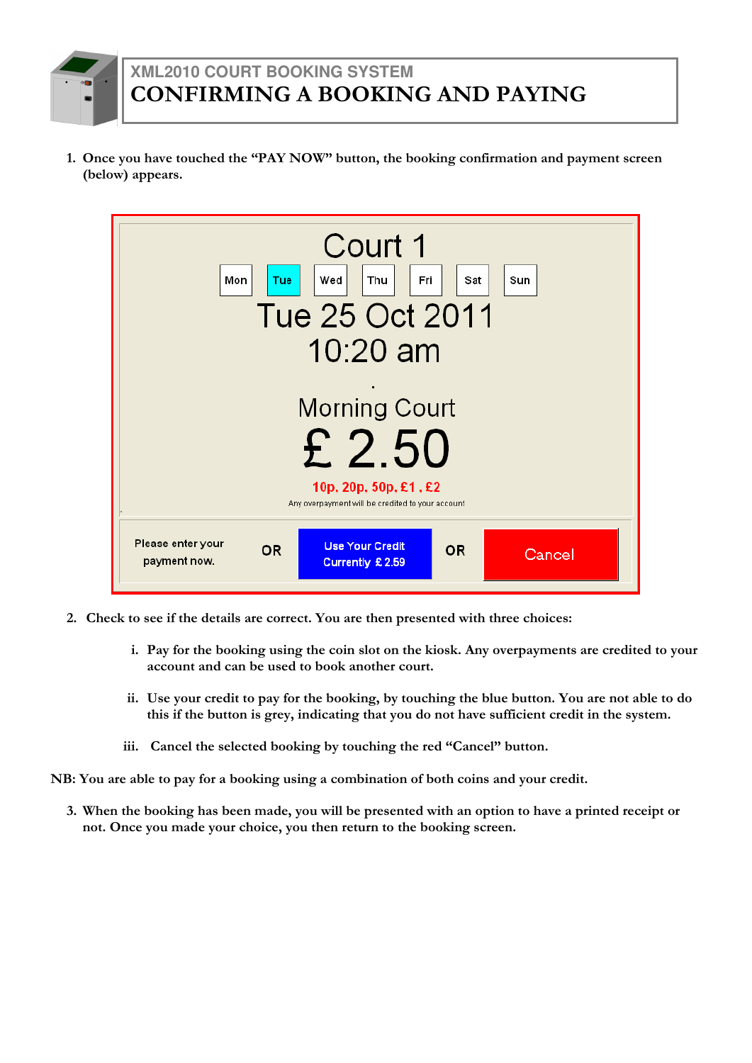# XML2010 COURT BOOKING SYSTEM

# CONFIRMING A BOOKING AND PAYING

1. Once you have touched the "PAY NOW" button, the booking confirmation and payment screen (below) appears.

2. Check to see if the details are correct. You are then presented with three choices:

   i. Pay for the booking using the coin slot on the kiosk. Any overpayments are credited to your account and can be used to book another court.

   ii. Use your credit to pay for the booking, by touching the blue button. You are not able to do this if the button is grey, indicating that you do not have sufficient credit in the system.

   iii. Cancel the selected booking by touching the red "Cancel" button.

**NB: You are able to pay for a booking using a combination of both coins and your credit.**

3. When the booking has been made, you will be presented with an option to have a printed receipt or not. Once you made your choice, you then return to the booking screen.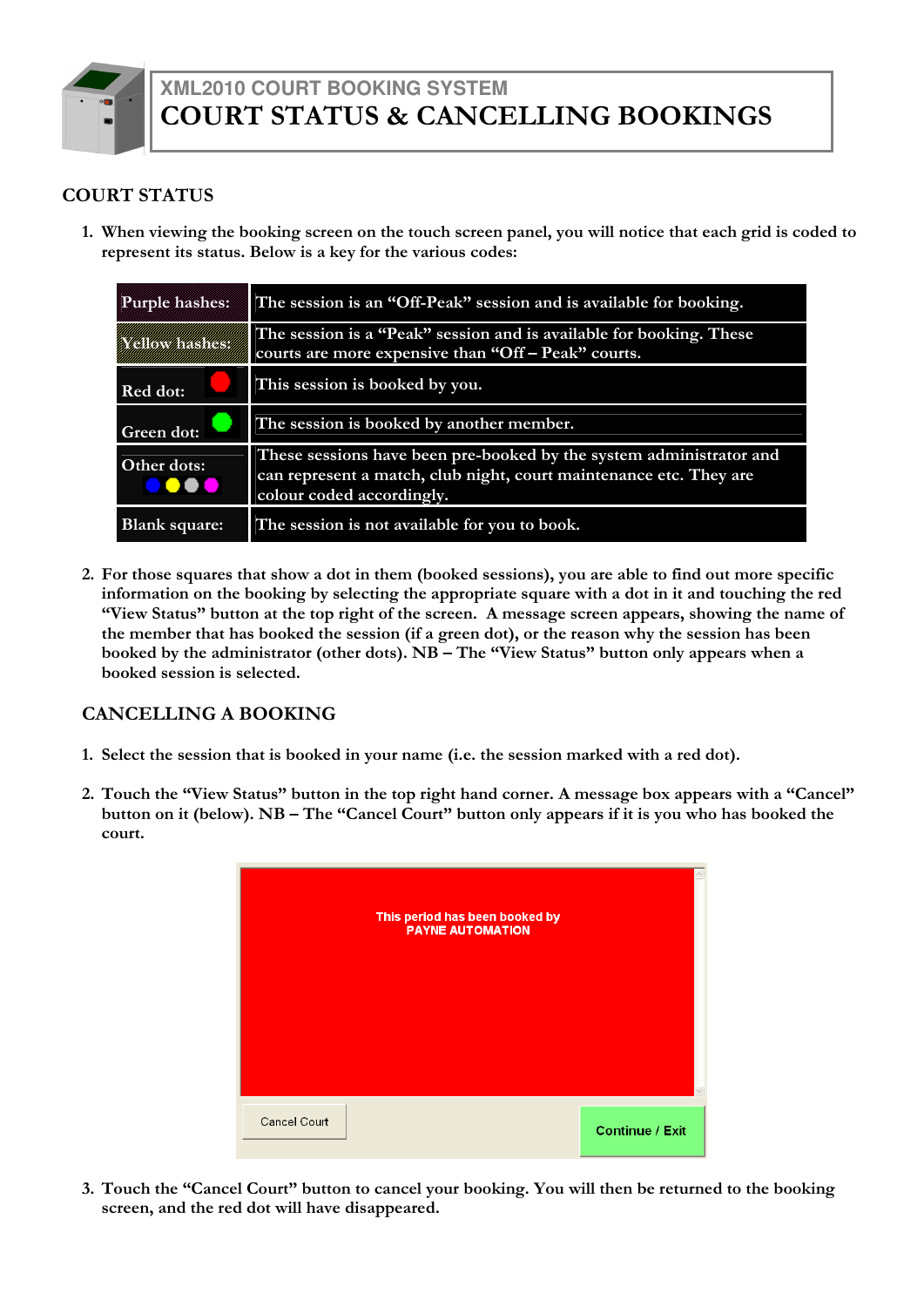XML2010 COURT BOOKING SYSTEM

# COURT STATUS & CANCELLING BOOKINGS

## COURT STATUS

1. When viewing the booking screen on the touch screen panel, you will notice that each grid is coded to represent its status. Below is a key for the various codes:

| | |
|---|---|
| Purple hashes: | The session is an "Off-Peak" session and is available for booking. |
| Yellow hashes: | The session is a "Peak" session and is available for booking. These courts are more expensive than "Off – Peak" courts. |
| Red dot: | This session is booked by you. |
| Green dot: | The session is booked by another member. |
| Other dots: | These sessions have been pre-booked by the system administrator and can represent a match, club night, court maintenance etc. They are colour coded accordingly. |
| Blank square: | The session is not available for you to book. |

2. For those squares that show a dot in them (booked sessions), you are able to find out more specific information on the booking by selecting the appropriate square with a dot in it and touching the red "View Status" button at the top right of the screen. A message screen appears, showing the name of the member that has booked the session (if a green dot), or the reason why the session has been booked by the administrator (other dots). NB – The "View Status" button only appears when a booked session is selected.

## CANCELLING A BOOKING

1. Select the session that is booked in your name (i.e. the session marked with a red dot).

2. Touch the "View Status" button in the top right hand corner. A message box appears with a "Cancel" button on it (below). NB – The "Cancel Court" button only appears if it is you who has booked the court.

This period has been booked by
PAYNE AUTOMATION

Cancel Court

Continue / Exit

3. Touch the "Cancel Court" button to cancel your booking. You will then be returned to the booking screen, and the red dot will have disappeared.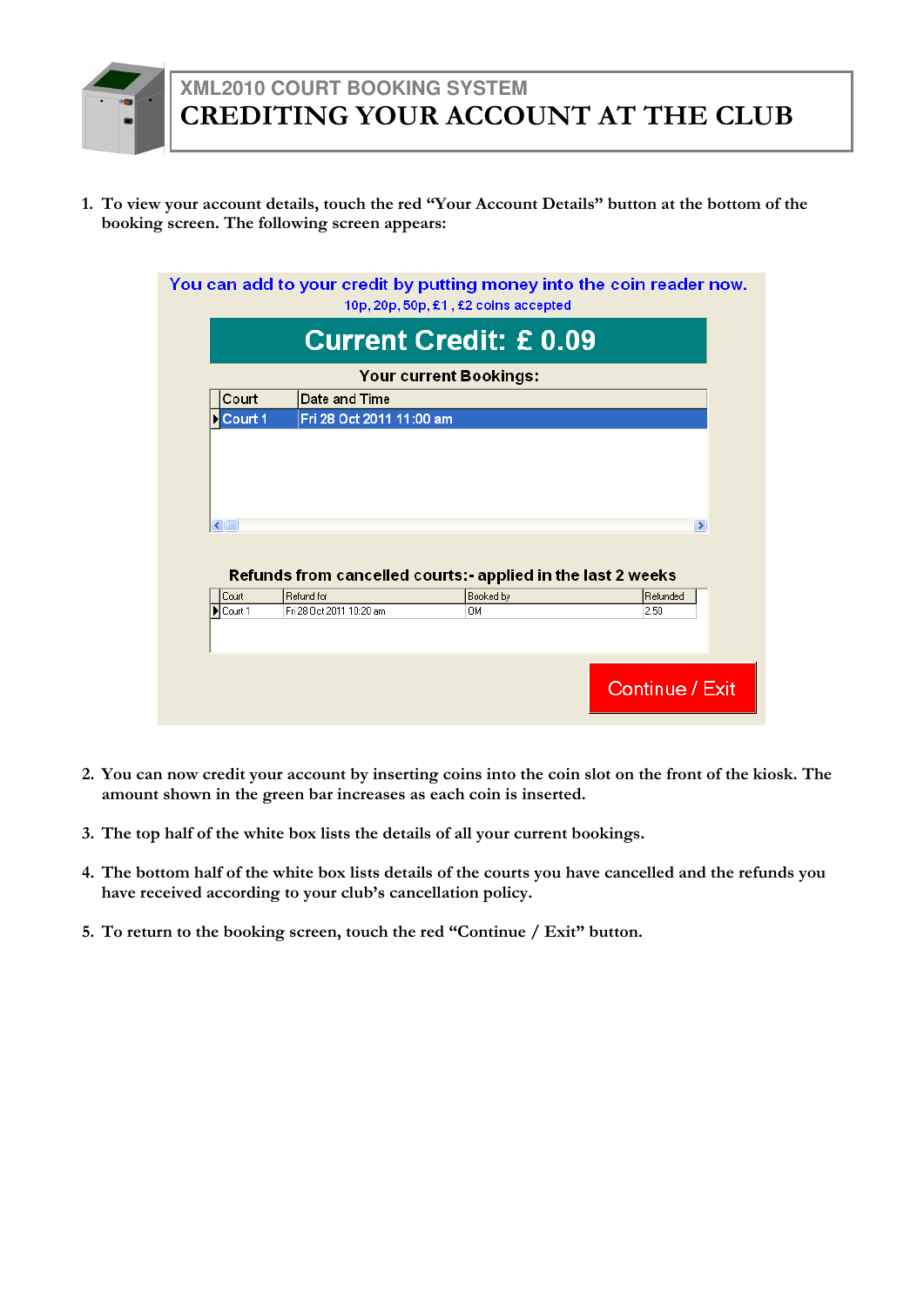# XML2010 COURT BOOKING SYSTEM

# CREDITING YOUR ACCOUNT AT THE CLUB

1. To view your account details, touch the red “Your Account Details” button at the bottom of the booking screen. The following screen appears:

You can add to your credit by putting money into the coin reader now.

10p, 20p, 50p, £1 , £2 coins accepted

**Current Credit: £ 0.09**

Your current Bookings:

| Court | Date and Time |
|---|---|
| Court 1 | Fri 28 Oct 2011 11:00 am |

Refunds from cancelled courts:- applied in the last 2 weeks

| Court | Refund for | Booked by | Refunded |
|---|---|---|---|
| Court 1 | Fri 28 Oct 2011 10:20 am | OM | 2.50 |

Continue / Exit

2. You can now credit your account by inserting coins into the coin slot on the front of the kiosk. The amount shown in the green bar increases as each coin is inserted.

3. The top half of the white box lists the details of all your current bookings.

4. The bottom half of the white box lists details of the courts you have cancelled and the refunds you have received according to your club’s cancellation policy.

5. To return to the booking screen, touch the red “Continue / Exit” button.